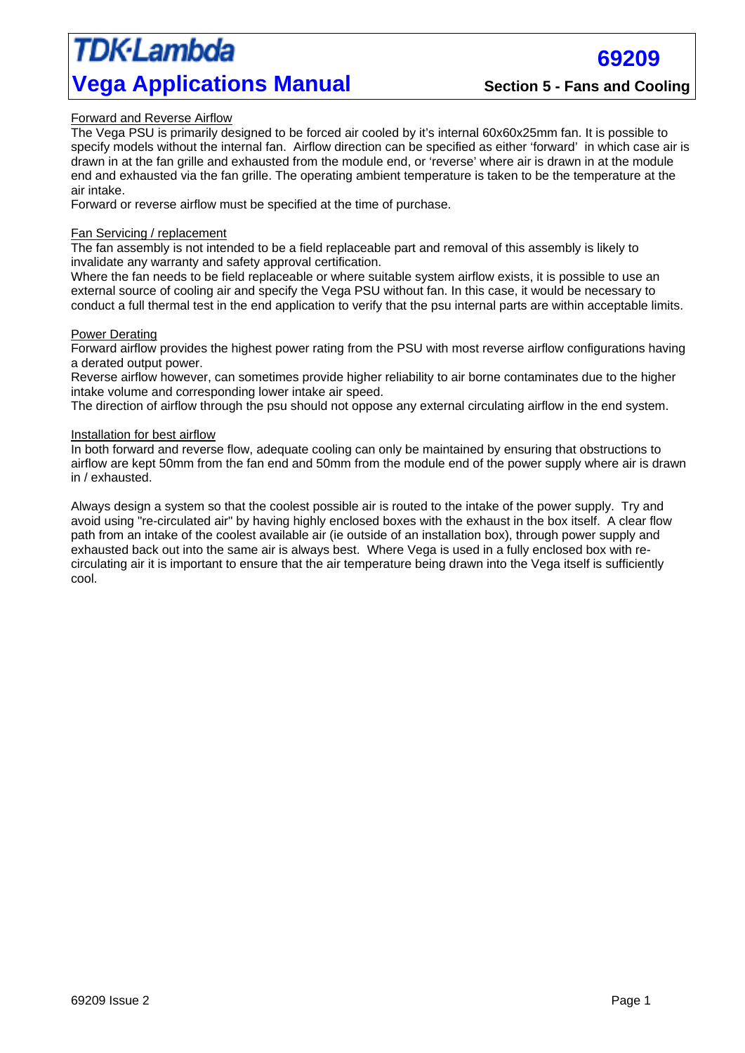# TDK·Lambda

# Vega Applications Manual

## 69209

## Section 5 - Fans and Cooling

### Forward and Reverse Airflow

The Vega PSU is primarily designed to be forced air cooled by it's internal 60x60x25mm fan. It is possible to specify models without the internal fan. Airflow direction can be specified as either 'forward' in which case air is drawn in at the fan grille and exhausted from the module end, or 'reverse' where air is drawn in at the module end and exhausted via the fan grille. The operating ambient temperature is taken to be the temperature at the air intake.

Forward or reverse airflow must be specified at the time of purchase.

### Fan Servicing / replacement

The fan assembly is not intended to be a field replaceable part and removal of this assembly is likely to invalidate any warranty and safety approval certification.

Where the fan needs to be field replaceable or where suitable system airflow exists, it is possible to use an external source of cooling air and specify the Vega PSU without fan. In this case, it would be necessary to conduct a full thermal test in the end application to verify that the psu internal parts are within acceptable limits.

### Power Derating

Forward airflow provides the highest power rating from the PSU with most reverse airflow configurations having a derated output power.

Reverse airflow however, can sometimes provide higher reliability to air borne contaminates due to the higher intake volume and corresponding lower intake air speed.

The direction of airflow through the psu should not oppose any external circulating airflow in the end system.

### Installation for best airflow

In both forward and reverse flow, adequate cooling can only be maintained by ensuring that obstructions to airflow are kept 50mm from the fan end and 50mm from the module end of the power supply where air is drawn in / exhausted.

Always design a system so that the coolest possible air is routed to the intake of the power supply. Try and avoid using "re-circulated air" by having highly enclosed boxes with the exhaust in the box itself. A clear flow path from an intake of the coolest available air (ie outside of an installation box), through power supply and exhausted back out into the same air is always best. Where Vega is used in a fully enclosed box with re-circulating air it is important to ensure that the air temperature being drawn into the Vega itself is sufficiently cool.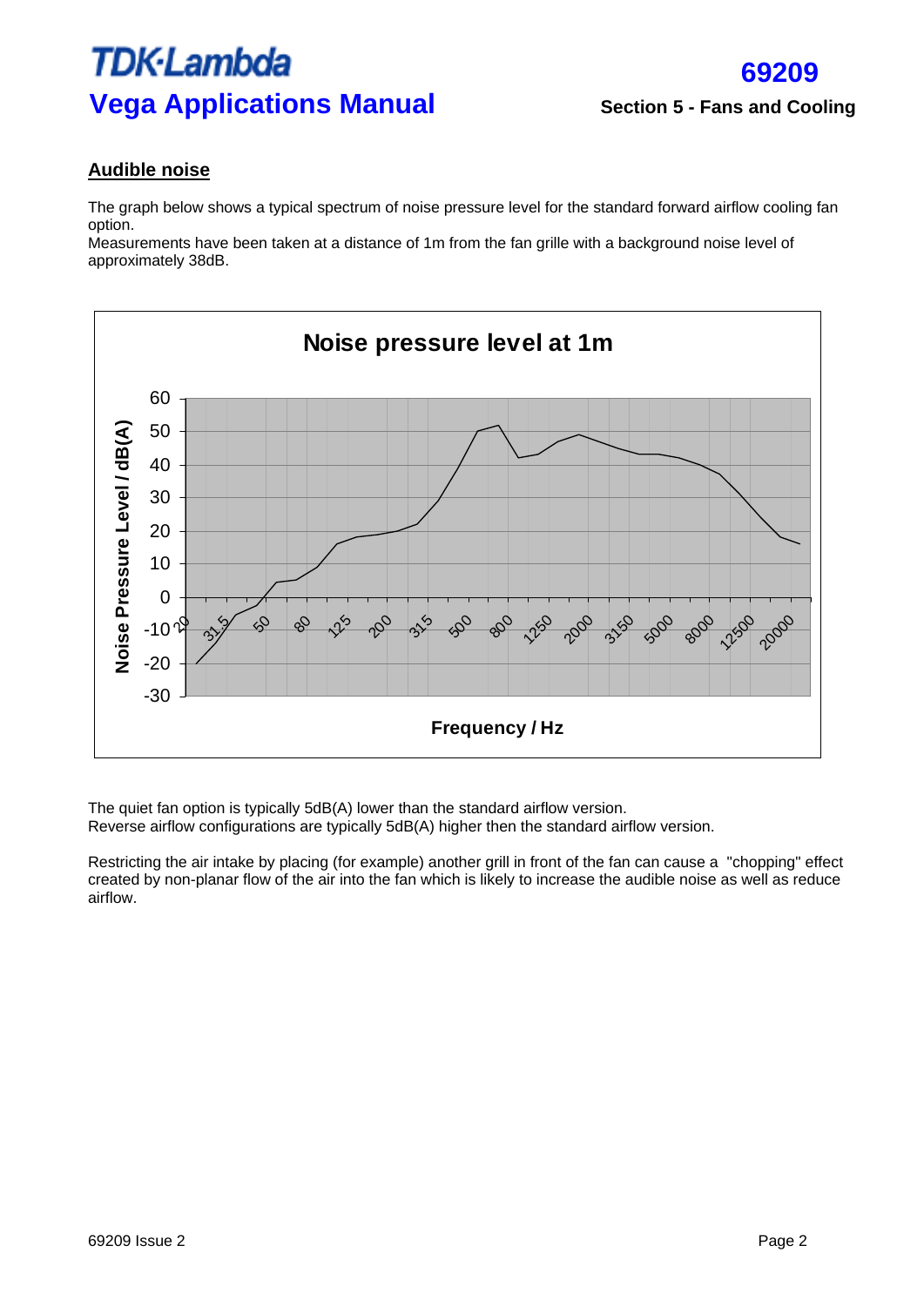## Audible noise

The graph below shows a typical spectrum of noise pressure level for the standard forward airflow cooling fan option.
Measurements have been taken at a distance of 1m from the fan grille with a background noise level of approximately 38dB.

Noise pressure level at 1m

Noise Pressure Level / dB(A)

60
50
40
30
20
10
0
-10
-20
-30

20
31.5
50
80
125
200
315
500
800
1250
2000
3150
5000
8000
12500
20000

Frequency / Hz

The quiet fan option is typically 5dB(A) lower than the standard airflow version.
Reverse airflow configurations are typically 5dB(A) higher then the standard airflow version.

Restricting the air intake by placing (for example) another grill in front of the fan can cause a "chopping" effect created by non-planar flow of the air into the fan which is likely to increase the audible noise as well as reduce airflow.